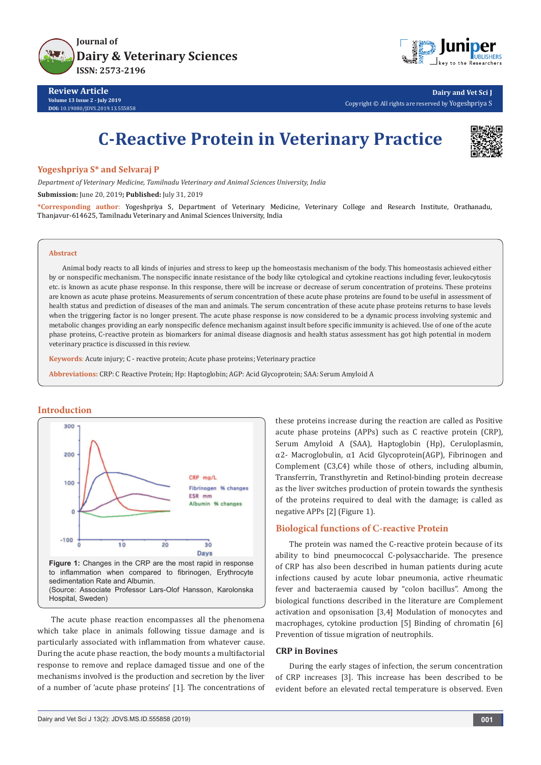Journal of
Dairy & Veterinary Sciences
ISSN: 2573-2196

**Review Article**
Volume 13 Issue 2 - July 2019
DOI: 10.19080/JDVS.2019.13.555858

Dairy and Vet Sci J
Copyright © All rights are reserved by Yogeshpriya S

# C-Reactive Protein in Veterinary Practice

**Yogeshpriya S* and Selvaraj P**

*Department of Veterinary Medicine, Tamilnadu Veterinary and Animal Sciences University, India*

**Submission:** June 20, 2019**; Published:** July 31, 2019

***Corresponding author:** Yogeshpriya S, Department of Veterinary Medicine, Veterinary College and Research Institute, Orathanadu, Thanjavur-614625, Tamilnadu Veterinary and Animal Sciences University, India

## Abstract

Animal body reacts to all kinds of injuries and stress to keep up the homeostasis mechanism of the body. This homeostasis achieved either by or nonspecific mechanism. The nonspecific innate resistance of the body like cytological and cytokine reactions including fever, leukocytosis etc. is known as acute phase response. In this response, there will be increase or decrease of serum concentration of proteins. These proteins are known as acute phase proteins. Measurements of serum concentration of these acute phase proteins are found to be useful in assessment of health status and prediction of diseases of the man and animals. The serum concentration of these acute phase proteins returns to base levels when the triggering factor is no longer present. The acute phase response is now considered to be a dynamic process involving systemic and metabolic changes providing an early nonspecific defence mechanism against insult before specific immunity is achieved. Use of one of the acute phase proteins, C-reactive protein as biomarkers for animal disease diagnosis and health status assessment has got high potential in modern veterinary practice is discussed in this review.

**Keywords**: Acute injury; C - reactive protein; Acute phase proteins; Veterinary practice

**Abbreviations:** CRP: C Reactive Protein; Hp: Haptoglobin; AGP: Acid Glycoprotein; SAA: Serum Amyloid A

## Introduction

**Figure 1:** Changes in the CRP are the most rapid in response to inflammation when compared to fibrinogen, Erythrocyte sedimentation Rate and Albumin.
(Source: Associate Professor Lars-Olof Hansson, Karolonska Hospital, Sweden)

The acute phase reaction encompasses all the phenomena which take place in animals following tissue damage and is particularly associated with inflammation from whatever cause. During the acute phase reaction, the body mounts a multifactorial response to remove and replace damaged tissue and one of the mechanisms involved is the production and secretion by the liver of a number of 'acute phase proteins' [1]. The concentrations of these proteins increase during the reaction are called as Positive acute phase proteins (APPs) such as C reactive protein (CRP), Serum Amyloid A (SAA), Haptoglobin (Hp), Ceruloplasmin, α2- Macroglobulin, α1 Acid Glycoprotein(AGP), Fibrinogen and Complement (C3,C4) while those of others, including albumin, Transferrin, Transthyretin and Retinol-binding protein decrease as the liver switches production of protein towards the synthesis of the proteins required to deal with the damage; is called as negative APPs [2] (Figure 1).

## Biological functions of C-reactive Protein

The protein was named the C-reactive protein because of its ability to bind pneumococcal C-polysaccharide. The presence of CRP has also been described in human patients during acute infections caused by acute lobar pneumonia, active rheumatic fever and bacteraemia caused by "colon bacillus". Among the biological functions described in the literature are Complement activation and opsonisation [3,4] Modulation of monocytes and macrophages, cytokine production [5] Binding of chromatin [6] Prevention of tissue migration of neutrophils.

### CRP in Bovines

During the early stages of infection, the serum concentration of CRP increases [3]. This increase has been described to be evident before an elevated rectal temperature is observed. Even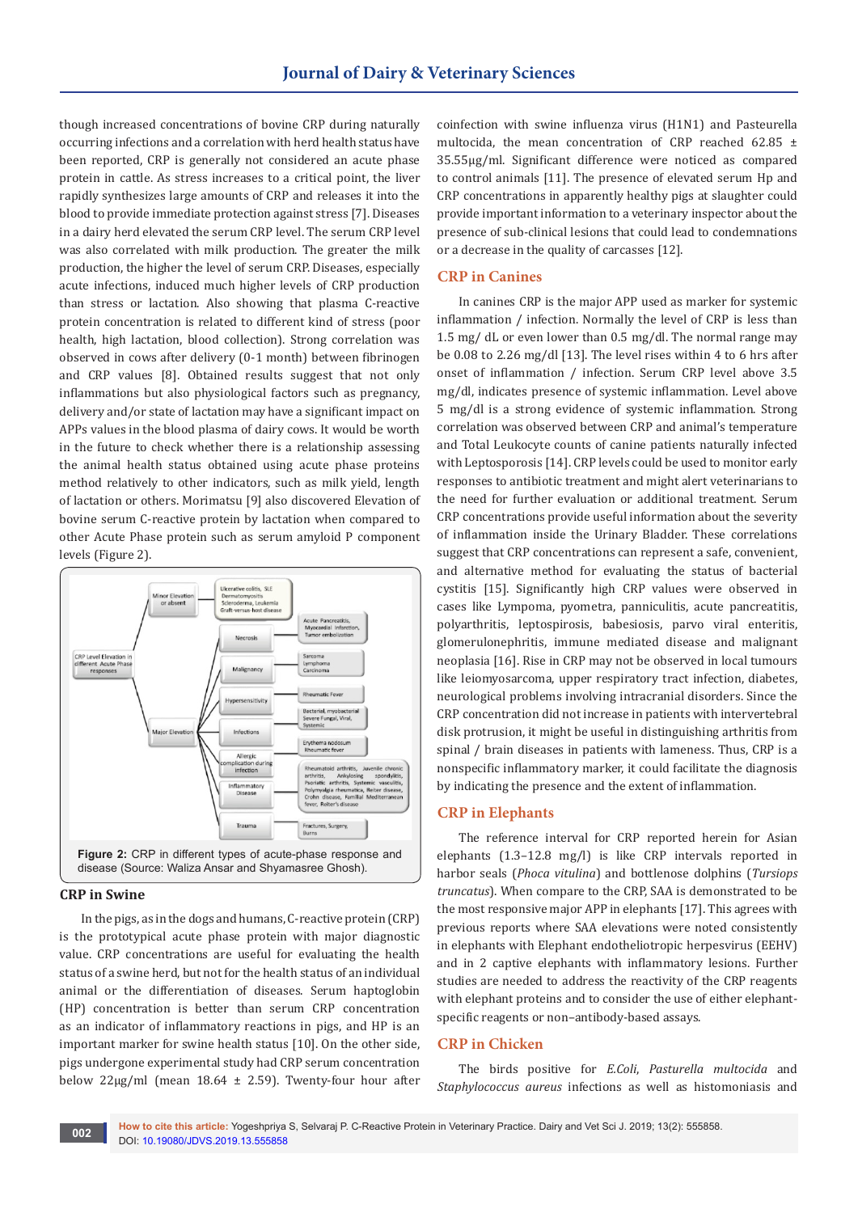though increased concentrations of bovine CRP during naturally occurring infections and a correlation with herd health status have been reported, CRP is generally not considered an acute phase protein in cattle. As stress increases to a critical point, the liver rapidly synthesizes large amounts of CRP and releases it into the blood to provide immediate protection against stress [7]. Diseases in a dairy herd elevated the serum CRP level. The serum CRP level was also correlated with milk production. The greater the milk production, the higher the level of serum CRP. Diseases, especially acute infections, induced much higher levels of CRP production than stress or lactation. Also showing that plasma C-reactive protein concentration is related to different kind of stress (poor health, high lactation, blood collection). Strong correlation was observed in cows after delivery (0-1 month) between fibrinogen and CRP values [8]. Obtained results suggest that not only inflammations but also physiological factors such as pregnancy, delivery and/or state of lactation may have a significant impact on APPs values in the blood plasma of dairy cows. It would be worth in the future to check whether there is a relationship assessing the animal health status obtained using acute phase proteins method relatively to other indicators, such as milk yield, length of lactation or others. Morimatsu [9] also discovered Elevation of bovine serum C-reactive protein by lactation when compared to other Acute Phase protein such as serum amyloid P component levels (Figure 2).

Figure 2: CRP in different types of acute-phase response and disease (Source: Waliza Ansar and Shyamasree Ghosh).

## CRP in Swine

In the pigs, as in the dogs and humans, C-reactive protein (CRP) is the prototypical acute phase protein with major diagnostic value. CRP concentrations are useful for evaluating the health status of a swine herd, but not for the health status of an individual animal or the differentiation of diseases. Serum haptoglobin (HP) concentration is better than serum CRP concentration as an indicator of inflammatory reactions in pigs, and HP is an important marker for swine health status [10]. On the other side, pigs undergone experimental study had CRP serum concentration below 22μg/ml (mean 18.64 ± 2.59). Twenty-four hour after coinfection with swine influenza virus (H1N1) and Pasteurella multocida, the mean concentration of CRP reached 62.85 ± 35.55μg/ml. Significant difference were noticed as compared to control animals [11]. The presence of elevated serum Hp and CRP concentrations in apparently healthy pigs at slaughter could provide important information to a veterinary inspector about the presence of sub-clinical lesions that could lead to condemnations or a decrease in the quality of carcasses [12].

## CRP in Canines

In canines CRP is the major APP used as marker for systemic inflammation / infection. Normally the level of CRP is less than 1.5 mg/ dL or even lower than 0.5 mg/dl. The normal range may be 0.08 to 2.26 mg/dl [13]. The level rises within 4 to 6 hrs after onset of inflammation / infection. Serum CRP level above 3.5 mg/dl, indicates presence of systemic inflammation. Level above 5 mg/dl is a strong evidence of systemic inflammation. Strong correlation was observed between CRP and animal's temperature and Total Leukocyte counts of canine patients naturally infected with Leptosporosis [14]. CRP levels could be used to monitor early responses to antibiotic treatment and might alert veterinarians to the need for further evaluation or additional treatment. Serum CRP concentrations provide useful information about the severity of inflammation inside the Urinary Bladder. These correlations suggest that CRP concentrations can represent a safe, convenient, and alternative method for evaluating the status of bacterial cystitis [15]. Significantly high CRP values were observed in cases like Lympoma, pyometra, panniculitis, acute pancreatitis, polyarthritis, leptospirosis, babesiosis, parvo viral enteritis, glomerulonephritis, immune mediated disease and malignant neoplasia [16]. Rise in CRP may not be observed in local tumours like leiomyosarcoma, upper respiratory tract infection, diabetes, neurological problems involving intracranial disorders. Since the CRP concentration did not increase in patients with intervertebral disk protrusion, it might be useful in distinguishing arthritis from spinal / brain diseases in patients with lameness. Thus, CRP is a nonspecific inflammatory marker, it could facilitate the diagnosis by indicating the presence and the extent of inflammation.

## CRP in Elephants

The reference interval for CRP reported herein for Asian elephants (1.3–12.8 mg/l) is like CRP intervals reported in harbor seals (*Phoca vitulina*) and bottlenose dolphins (*Tursiops truncatus*). When compare to the CRP, SAA is demonstrated to be the most responsive major APP in elephants [17]. This agrees with previous reports where SAA elevations were noted consistently in elephants with Elephant endotheliotropic herpesvirus (EEHV) and in 2 captive elephants with inflammatory lesions. Further studies are needed to address the reactivity of the CRP reagents with elephant proteins and to consider the use of either elephant-specific reagents or non–antibody-based assays.

## CRP in Chicken

The birds positive for *E.Coli*, *Pasturella multocida* and *Staphylococcus aureus* infections as well as histomoniasis and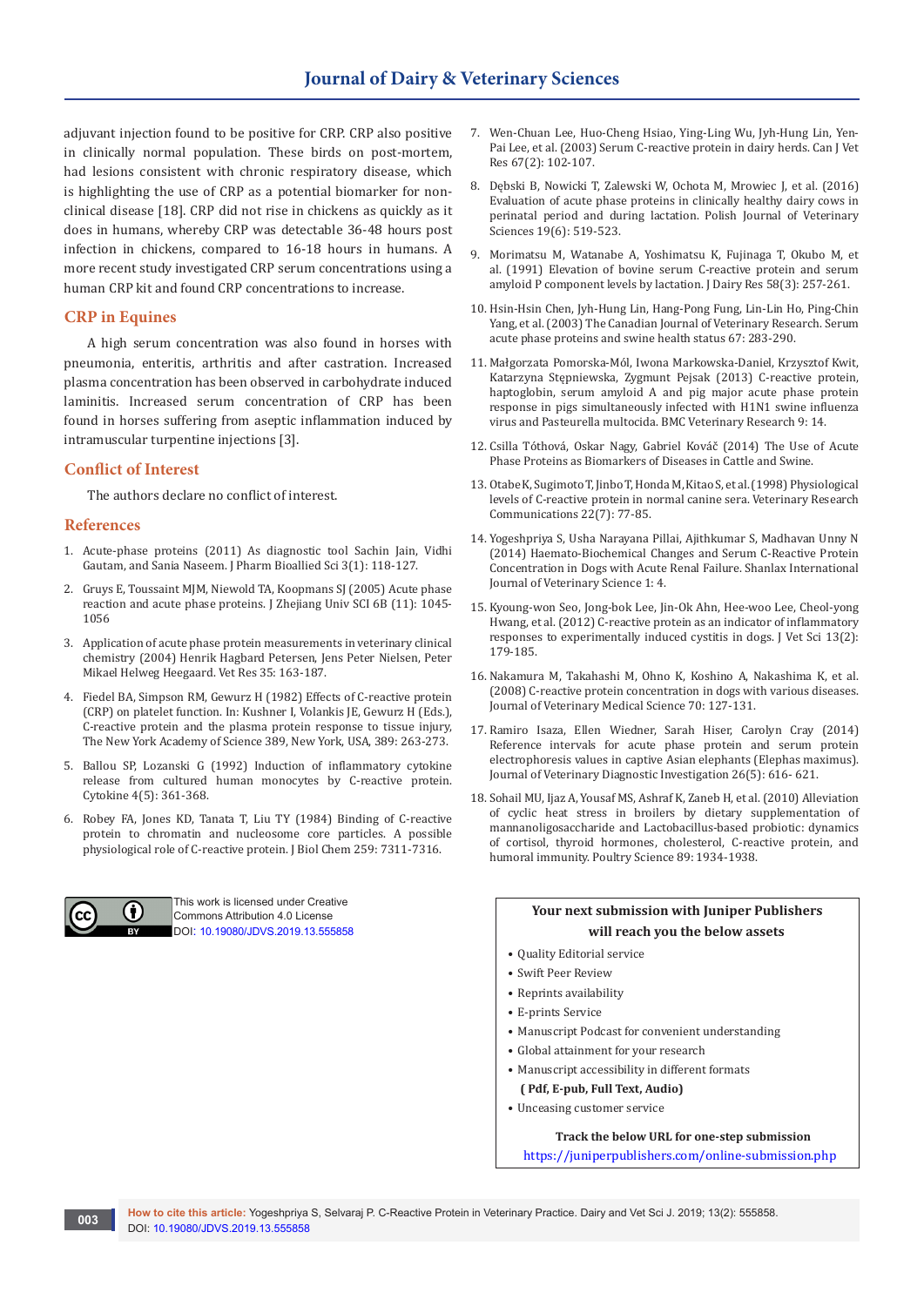adjuvant injection found to be positive for CRP. CRP also positive in clinically normal population. These birds on post-mortem, had lesions consistent with chronic respiratory disease, which is highlighting the use of CRP as a potential biomarker for non-clinical disease [18]. CRP did not rise in chickens as quickly as it does in humans, whereby CRP was detectable 36-48 hours post infection in chickens, compared to 16-18 hours in humans. A more recent study investigated CRP serum concentrations using a human CRP kit and found CRP concentrations to increase.

## CRP in Equines

A high serum concentration was also found in horses with pneumonia, enteritis, arthritis and after castration. Increased plasma concentration has been observed in carbohydrate induced laminitis. Increased serum concentration of CRP has been found in horses suffering from aseptic inflammation induced by intramuscular turpentine injections [3].

## Conflict of Interest

The authors declare no conflict of interest.

## References

1. Acute-phase proteins (2011) As diagnostic tool Sachin Jain, Vidhi Gautam, and Sania Naseem. J Pharm Bioallied Sci 3(1): 118-127.
2. Gruys E, Toussaint MJM, Niewold TA, Koopmans SJ (2005) Acute phase reaction and acute phase proteins. J Zhejiang Univ SCI 6B (11): 1045-1056
3. Application of acute phase protein measurements in veterinary clinical chemistry (2004) Henrik Hagbard Petersen, Jens Peter Nielsen, Peter Mikael Helweg Heegaard. Vet Res 35: 163-187.
4. Fiedel BA, Simpson RM, Gewurz H (1982) Effects of C-reactive protein (CRP) on platelet function. In: Kushner I, Volankis JE, Gewurz H (Eds.), C-reactive protein and the plasma protein response to tissue injury, The New York Academy of Science 389, New York, USA, 389: 263-273.
5. Ballou SP, Lozanski G (1992) Induction of inflammatory cytokine release from cultured human monocytes by C-reactive protein. Cytokine 4(5): 361-368.
6. Robey FA, Jones KD, Tanata T, Liu TY (1984) Binding of C-reactive protein to chromatin and nucleosome core particles. A possible physiological role of C-reactive protein. J Biol Chem 259: 7311-7316.
7. Wen-Chuan Lee, Huo-Cheng Hsiao, Ying-Ling Wu, Jyh-Hung Lin, Yen-Pai Lee, et al. (2003) Serum C-reactive protein in dairy herds. Can J Vet Res 67(2): 102-107.
8. Dębski B, Nowicki T, Zalewski W, Ochota M, Mrowiec J, et al. (2016) Evaluation of acute phase proteins in clinically healthy dairy cows in perinatal period and during lactation. Polish Journal of Veterinary Sciences 19(6): 519-523.
9. Morimatsu M, Watanabe A, Yoshimatsu K, Fujinaga T, Okubo M, et al. (1991) Elevation of bovine serum C-reactive protein and serum amyloid P component levels by lactation. J Dairy Res 58(3): 257-261.
10. Hsin-Hsin Chen, Jyh-Hung Lin, Hang-Pong Fung, Lin-Lin Ho, Ping-Chin Yang, et al. (2003) The Canadian Journal of Veterinary Research. Serum acute phase proteins and swine health status 67: 283-290.
11. Małgorzata Pomorska-Mól, Iwona Markowska-Daniel, Krzysztof Kwit, Katarzyna Stępniewska, Zygmunt Pejsak (2013) C-reactive protein, haptoglobin, serum amyloid A and pig major acute phase protein response in pigs simultaneously infected with H1N1 swine influenza virus and Pasteurella multocida. BMC Veterinary Research 9: 14.
12. Csilla Tóthová, Oskar Nagy, Gabriel Kováč (2014) The Use of Acute Phase Proteins as Biomarkers of Diseases in Cattle and Swine.
13. Otabe K, Sugimoto T, Jinbo T, Honda M, Kitao S, et al. (1998) Physiological levels of C-reactive protein in normal canine sera. Veterinary Research Communications 22(7): 77-85.
14. Yogeshpriya S, Usha Narayana Pillai, Ajithkumar S, Madhavan Unny N (2014) Haemato-Biochemical Changes and Serum C-Reactive Protein Concentration in Dogs with Acute Renal Failure. Shanlax International Journal of Veterinary Science 1: 4.
15. Kyoung-won Seo, Jong-bok Lee, Jin-Ok Ahn, Hee-woo Lee, Cheol-yong Hwang, et al. (2012) C-reactive protein as an indicator of inflammatory responses to experimentally induced cystitis in dogs. J Vet Sci 13(2): 179-185.
16. Nakamura M, Takahashi M, Ohno K, Koshino A, Nakashima K, et al. (2008) C-reactive protein concentration in dogs with various diseases. Journal of Veterinary Medical Science 70: 127-131.
17. Ramiro Isaza, Ellen Wiedner, Sarah Hiser, Carolyn Cray (2014) Reference intervals for acute phase protein and serum protein electrophoresis values in captive Asian elephants (Elephas maximus). Journal of Veterinary Diagnostic Investigation 26(5): 616- 621.
18. Sohail MU, Ijaz A, Yousaf MS, Ashraf K, Zaneh H, et al. (2010) Alleviation of cyclic heat stress in broilers by dietary supplementation of mannanoligosaccharide and Lactobacillus-based probiotic: dynamics of cortisol, thyroid hormones, cholesterol, C-reactive protein, and humoral immunity. Poultry Science 89: 1934-1938.

This work is licensed under Creative Commons Attribution 4.0 License
DOI: 10.19080/JDVS.2019.13.555858

**Your next submission with Juniper Publishers will reach you the below assets**

- Quality Editorial service
- Swift Peer Review
- Reprints availability
- E-prints Service
- Manuscript Podcast for convenient understanding
- Global attainment for your research
- Manuscript accessibility in different formats
  **( Pdf, E-pub, Full Text, Audio)**
- Unceasing customer service

**Track the below URL for one-step submission**
https://juniperpublishers.com/online-submission.php

**How to cite this article:** Yogeshpriya S, Selvaraj P. C-Reactive Protein in Veterinary Practice. Dairy and Vet Sci J. 2019; 13(2): 555858. DOI: 10.19080/JDVS.2019.13.555858